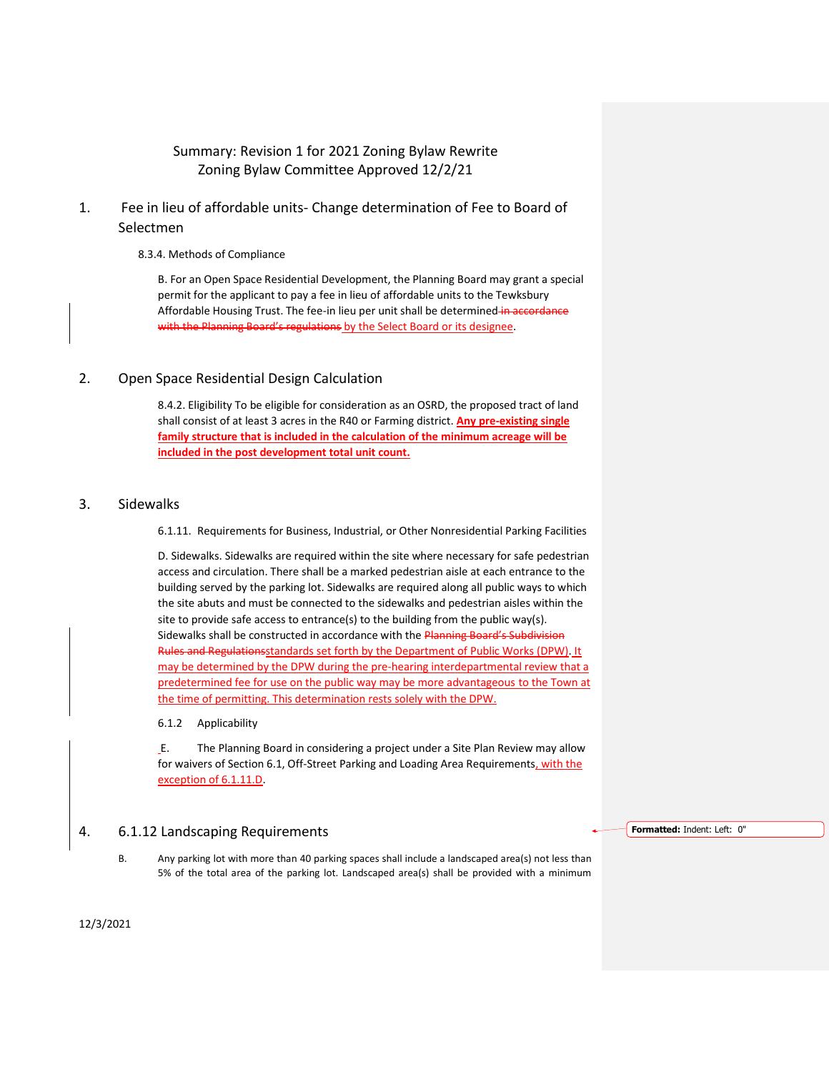# Summary: Revision 1 for 2021 Zoning Bylaw Rewrite
## Zoning Bylaw Committee Approved 12/2/21

## 1. Fee in lieu of affordable units- Change determination of Fee to Board of Selectmen

8.3.4. Methods of Compliance

B. For an Open Space Residential Development, the Planning Board may grant a special permit for the applicant to pay a fee in lieu of affordable units to the Tewksbury Affordable Housing Trust. The fee-in lieu per unit shall be determined ~~in accordance with the Planning Board's regulations~~ by the Select Board or its designee.

## 2. Open Space Residential Design Calculation

8.4.2. Eligibility To be eligible for consideration as an OSRD, the proposed tract of land shall consist of at least 3 acres in the R40 or Farming district. **Any pre-existing single family structure that is included in the calculation of the minimum acreage will be included in the post development total unit count.**

## 3. Sidewalks

6.1.11. Requirements for Business, Industrial, or Other Nonresidential Parking Facilities

D. Sidewalks. Sidewalks are required within the site where necessary for safe pedestrian access and circulation. There shall be a marked pedestrian aisle at each entrance to the building served by the parking lot. Sidewalks are required along all public ways to which the site abuts and must be connected to the sidewalks and pedestrian aisles within the site to provide safe access to entrance(s) to the building from the public way(s). Sidewalks shall be constructed in accordance with the ~~Planning Board's Subdivision Rules and Regulations~~standards set forth by the Department of Public Works (DPW). It may be determined by the DPW during the pre-hearing interdepartmental review that a predetermined fee for use on the public way may be more advantageous to the Town at the time of permitting. This determination rests solely with the DPW.

6.1.2 Applicability

E. The Planning Board in considering a project under a Site Plan Review may allow for waivers of Section 6.1, Off-Street Parking and Loading Area Requirements, with the exception of 6.1.11.D.

## 4. 6.1.12 Landscaping Requirements

B. Any parking lot with more than 40 parking spaces shall include a landscaped area(s) not less than 5% of the total area of the parking lot. Landscaped area(s) shall be provided with a minimum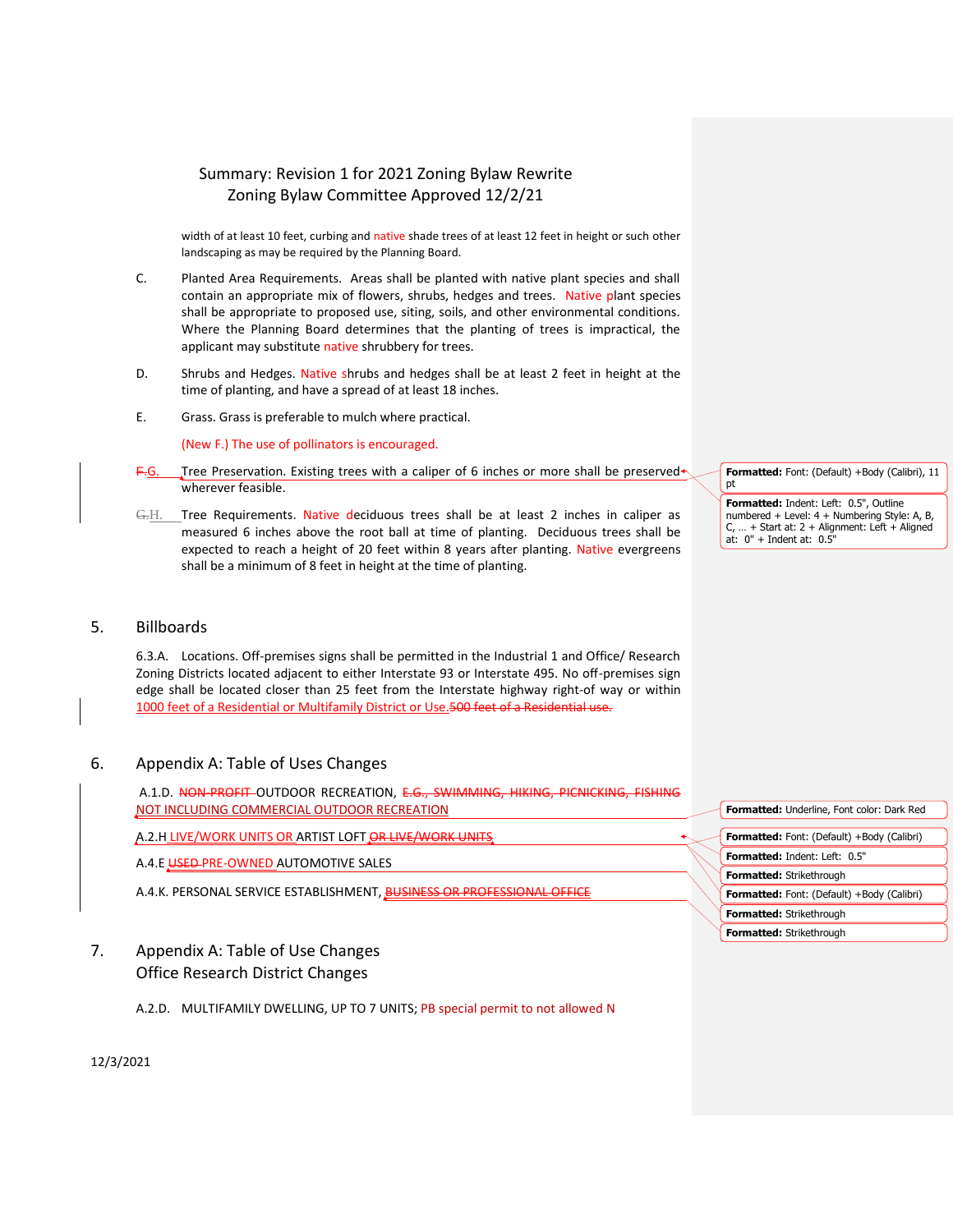# Summary: Revision 1 for 2021 Zoning Bylaw Rewrite
## Zoning Bylaw Committee Approved 12/2/21

width of at least 10 feet, curbing and native shade trees of at least 12 feet in height or such other landscaping as may be required by the Planning Board.

C. Planted Area Requirements. Areas shall be planted with native plant species and shall contain an appropriate mix of flowers, shrubs, hedges and trees. Native plant species shall be appropriate to proposed use, siting, soils, and other environmental conditions. Where the Planning Board determines that the planting of trees is impractical, the applicant may substitute native shrubbery for trees.

D. Shrubs and Hedges. Native shrubs and hedges shall be at least 2 feet in height at the time of planting, and have a spread of at least 18 inches.

E. Grass. Grass is preferable to mulch where practical.

(New F.) The use of pollinators is encouraged.

~~F.~~G. Tree Preservation. Existing trees with a caliper of 6 inches or more shall be preserved wherever feasible.

~~G.~~H. Tree Requirements. Native deciduous trees shall be at least 2 inches in caliper as measured 6 inches above the root ball at time of planting. Deciduous trees shall be expected to reach a height of 20 feet within 8 years after planting. Native evergreens shall be a minimum of 8 feet in height at the time of planting.

Formatted: Font: (Default) +Body (Calibri), 11 pt

Formatted: Indent: Left: 0.5", Outline numbered + Level: 4 + Numbering Style: A, B, C, … + Start at: 2 + Alignment: Left + Aligned at: 0" + Indent at: 0.5"

## 5. Billboards

6.3.A. Locations. Off-premises signs shall be permitted in the Industrial 1 and Office/ Research Zoning Districts located adjacent to either Interstate 93 or Interstate 495. No off-premises sign edge shall be located closer than 25 feet from the Interstate highway right-of way or within 1000 feet of a Residential or Multifamily District or Use.~~500 feet of a Residential use.~~

## 6. Appendix A: Table of Uses Changes

A.1.D. ~~NON-PROFIT~~ OUTDOOR RECREATION, ~~E.G., SWIMMING, HIKING, PICNICKING, FISHING~~ NOT INCLUDING COMMERCIAL OUTDOOR RECREATION

A.2.H LIVE/WORK UNITS OR ARTIST LOFT ~~OR LIVE/WORK UNITS~~

A.4.E ~~USED~~ PRE-OWNED AUTOMOTIVE SALES

A.4.K. PERSONAL SERVICE ESTABLISHMENT, ~~BUSINESS OR PROFESSIONAL OFFICE~~

Formatted: Underline, Font color: Dark Red

Formatted: Font: (Default) +Body (Calibri)

Formatted: Indent: Left: 0.5"

Formatted: Strikethrough

Formatted: Font: (Default) +Body (Calibri)

Formatted: Strikethrough

Formatted: Strikethrough

## 7. Appendix A: Table of Use Changes
## Office Research District Changes

A.2.D. MULTIFAMILY DWELLING, UP TO 7 UNITS; PB special permit to not allowed N

12/3/2021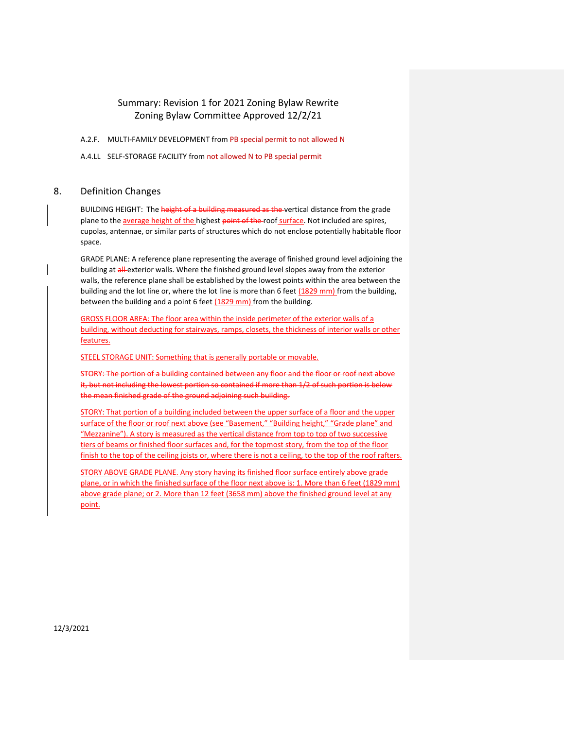Summary: Revision 1 for 2021 Zoning Bylaw Rewrite
Zoning Bylaw Committee Approved 12/2/21

A.2.F. MULTI-FAMILY DEVELOPMENT from PB special permit to not allowed N

A.4.LL SELF-STORAGE FACILITY from not allowed N to PB special permit

## 8. Definition Changes

BUILDING HEIGHT: The ~~height of a building measured as the~~ vertical distance from the grade plane to the average height of the highest ~~point of the~~ roof surface. Not included are spires, cupolas, antennae, or similar parts of structures which do not enclose potentially habitable floor space.

GRADE PLANE: A reference plane representing the average of finished ground level adjoining the building at ~~all~~ exterior walls. Where the finished ground level slopes away from the exterior walls, the reference plane shall be established by the lowest points within the area between the building and the lot line or, where the lot line is more than 6 feet (1829 mm) from the building, between the building and a point 6 feet (1829 mm) from the building.

GROSS FLOOR AREA: The floor area within the inside perimeter of the exterior walls of a building, without deducting for stairways, ramps, closets, the thickness of interior walls or other features.

STEEL STORAGE UNIT: Something that is generally portable or movable.

~~STORY: The portion of a building contained between any floor and the floor or roof next above it, but not including the lowest portion so contained if more than 1/2 of such portion is below the mean finished grade of the ground adjoining such building.~~

STORY: That portion of a building included between the upper surface of a floor and the upper surface of the floor or roof next above (see "Basement," "Building height," "Grade plane" and "Mezzanine"). A story is measured as the vertical distance from top to top of two successive tiers of beams or finished floor surfaces and, for the topmost story, from the top of the floor finish to the top of the ceiling joists or, where there is not a ceiling, to the top of the roof rafters.

STORY ABOVE GRADE PLANE. Any story having its finished floor surface entirely above grade plane, or in which the finished surface of the floor next above is: 1. More than 6 feet (1829 mm) above grade plane; or 2. More than 12 feet (3658 mm) above the finished ground level at any point.

12/3/2021